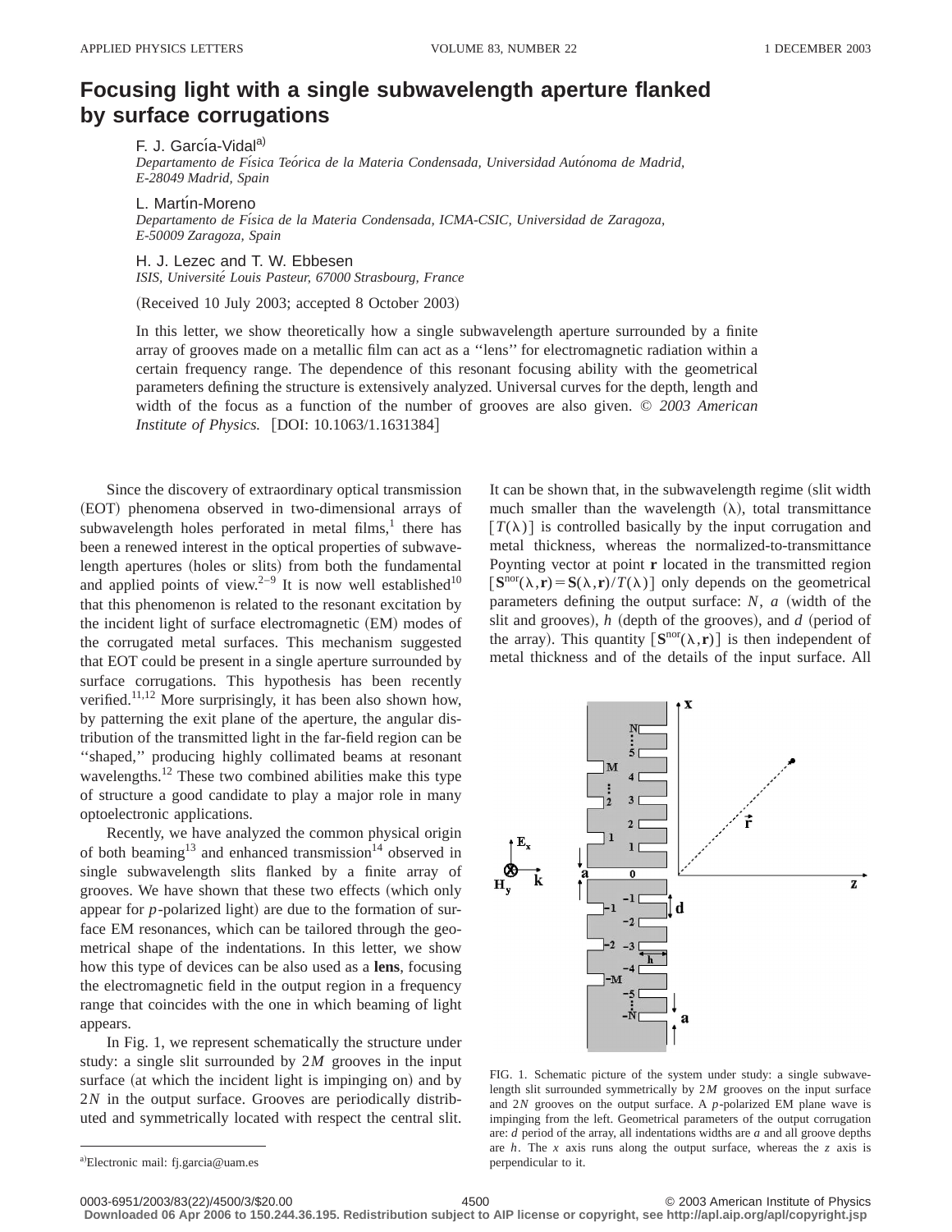# Focusing light with a single subwavelength aperture flanked by surface corrugations

F. J. García-Vidal[a)]
*Departamento de Física Teórica de la Materia Condensada, Universidad Autónoma de Madrid, E-28049 Madrid, Spain*

L. Martín-Moreno
*Departamento de Física de la Materia Condensada, ICMA-CSIC, Universidad de Zaragoza, E-50009 Zaragoza, Spain*

H. J. Lezec and T. W. Ebbesen
*ISIS, Université Louis Pasteur, 67000 Strasbourg, France*

(Received 10 July 2003; accepted 8 October 2003)

In this letter, we show theoretically how a single subwavelength aperture surrounded by a finite array of grooves made on a metallic film can act as a "lens" for electromagnetic radiation within a certain frequency range. The dependence of this resonant focusing ability with the geometrical parameters defining the structure is extensively analyzed. Universal curves for the depth, length and width of the focus as a function of the number of grooves are also given. © *2003 American Institute of Physics.* [DOI: 10.1063/1.1631384]

Since the discovery of extraordinary optical transmission (EOT) phenomena observed in two-dimensional arrays of subwavelength holes perforated in metal films,[1] there has been a renewed interest in the optical properties of subwavelength apertures (holes or slits) from both the fundamental and applied points of view.[2–9] It is now well established[10] that this phenomenon is related to the resonant excitation by the incident light of surface electromagnetic (EM) modes of the corrugated metal surfaces. This mechanism suggested that EOT could be present in a single aperture surrounded by surface corrugations. This hypothesis has been recently verified.[11,12] More surprisingly, it has been also shown how, by patterning the exit plane of the aperture, the angular distribution of the transmitted light in the far-field region can be "shaped," producing highly collimated beams at resonant wavelengths.[12] These two combined abilities make this type of structure a good candidate to play a major role in many optoelectronic applications.

Recently, we have analyzed the common physical origin of both beaming[13] and enhanced transmission[14] observed in single subwavelength slits flanked by a finite array of grooves. We have shown that these two effects (which only appear for $p$-polarized light) are due to the formation of surface EM resonances, which can be tailored through the geometrical shape of the indentations. In this letter, we show how this type of devices can be also used as a **lens**, focusing the electromagnetic field in the output region in a frequency range that coincides with the one in which beaming of light appears.

In Fig. 1, we represent schematically the structure under study: a single slit surrounded by $2M$ grooves in the input surface (at which the incident light is impinging on) and by $2N$ in the output surface. Grooves are periodically distributed and symmetrically located with respect the central slit. It can be shown that, in the subwavelength regime (slit width much smaller than the wavelength ($\lambda$), total transmittance [$T(\lambda)$] is controlled basically by the input corrugation and metal thickness, whereas the normalized-to-transmittance Poynting vector at point $\mathbf{r}$ located in the transmitted region [$\mathbf{S}^{\mathrm{nor}}(\lambda,\mathbf{r})=\mathbf{S}(\lambda,\mathbf{r})/T(\lambda)$] only depends on the geometrical parameters defining the output surface: $N$, $a$ (width of the slit and grooves), $h$ (depth of the grooves), and $d$ (period of the array). This quantity [$\mathbf{S}^{\mathrm{nor}}(\lambda,\mathbf{r})$] is then independent of metal thickness and of the details of the input surface. All

FIG. 1. Schematic picture of the system under study: a single subwavelength slit surrounded symmetrically by $2M$ grooves on the input surface and $2N$ grooves on the output surface. A $p$-polarized EM plane wave is impinging from the left. Geometrical parameters of the output corrugation are: $d$ period of the array, all indentations widths are $a$ and all groove depths are $h$. The $x$ axis runs along the output surface, whereas the $z$ axis is perpendicular to it.

[a)]Electronic mail: fj.garcia@uam.es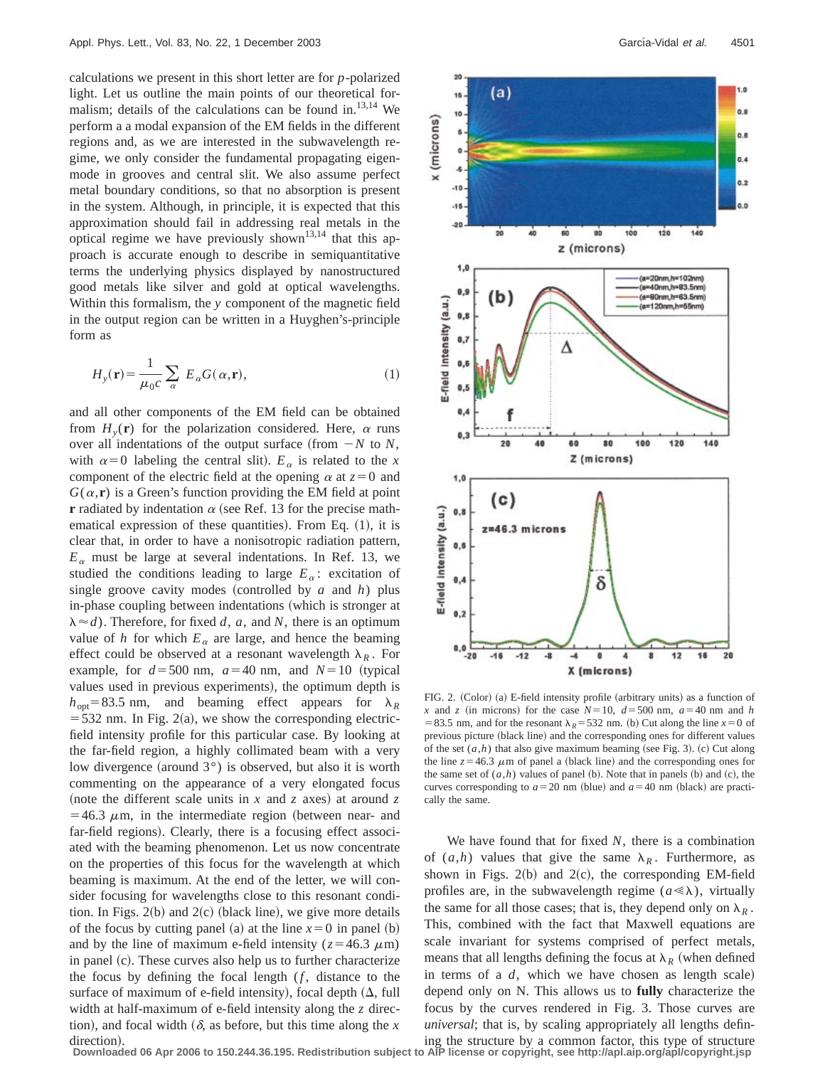calculations we present in this short letter are for $p$-polarized light. Let us outline the main points of our theoretical formalism; details of the calculations can be found in.[13,14] We perform a a modal expansion of the EM fields in the different regions and, as we are interested in the subwavelength regime, we only consider the fundamental propagating eigenmode in grooves and central slit. We also assume perfect metal boundary conditions, so that no absorption is present in the system. Although, in principle, it is expected that this approximation should fail in addressing real metals in the optical regime we have previously shown[13,14] that this approach is accurate enough to describe in semiquantitative terms the underlying physics displayed by nanostructured good metals like silver and gold at optical wavelengths. Within this formalism, the $y$ component of the magnetic field in the output region can be written in a Huyghen's-principle form as

$$H_y(\mathbf{r}) = \frac{1}{\mu_0 c} \sum_\alpha E_\alpha G(\alpha, \mathbf{r}), \tag{1}$$

and all other components of the EM field can be obtained from $H_y(\mathbf{r})$ for the polarization considered. Here, $\alpha$ runs over all indentations of the output surface (from $-N$ to $N$, with $\alpha=0$ labeling the central slit). $E_\alpha$ is related to the $x$ component of the electric field at the opening $\alpha$ at $z=0$ and $G(\alpha,\mathbf{r})$ is a Green's function providing the EM field at point $\mathbf{r}$ radiated by indentation $\alpha$ (see Ref. 13 for the precise mathematical expression of these quantities). From Eq. (1), it is clear that, in order to have a nonisotropic radiation pattern, $E_\alpha$ must be large at several indentations. In Ref. 13, we studied the conditions leading to large $E_\alpha$: excitation of single groove cavity modes (controlled by $a$ and $h$) plus in-phase coupling between indentations (which is stronger at $\lambda \approx d$). Therefore, for fixed $d$, $a$, and $N$, there is an optimum value of $h$ for which $E_\alpha$ are large, and hence the beaming effect could be observed at a resonant wavelength $\lambda_R$. For example, for $d=500$ nm, $a=40$ nm, and $N=10$ (typical values used in previous experiments), the optimum depth is $h_{\rm opt}=83.5$ nm, and beaming effect appears for $\lambda_R = 532$ nm. In Fig. 2(a), we show the corresponding electric-field intensity profile for this particular case. By looking at the far-field region, a highly collimated beam with a very low divergence (around 3°) is observed, but also it is worth commenting on the appearance of a very elongated focus (note the different scale units in $x$ and $z$ axes) at around $z=46.3$ $\mu$m, in the intermediate region (between near- and far-field regions). Clearly, there is a focusing effect associated with the beaming phenomenon. Let us now concentrate on the properties of this focus for the wavelength at which beaming is maximum. At the end of the letter, we will consider focusing for wavelengths close to this resonant condition. In Figs. 2(b) and 2(c) (black line), we give more details of the focus by cutting panel (a) at the line $x=0$ in panel (b) and by the line of maximum e-field intensity ($z=46.3$ $\mu$m) in panel (c). These curves also help us to further characterize the focus by defining the focal length ($f$, distance to the surface of maximum of e-field intensity), focal depth ($\Delta$, full width at half-maximum of e-field intensity along the $z$ direction), and focal width ($\delta$, as before, but this time along the $x$ direction).

FIG. 2. (Color) (a) E-field intensity profile (arbitrary units) as a function of $x$ and $z$ (in microns) for the case $N=10$, $d=500$ nm, $a=40$ nm and $h=83.5$ nm, and for the resonant $\lambda_R=532$ nm. (b) Cut along the line $x=0$ of previous picture (black line) and the corresponding ones for different values of the set $(a,h)$ that also give maximum beaming (see Fig. 3). (c) Cut along the line $z=46.3$ $\mu$m of panel a (black line) and the corresponding ones for the same set of $(a,h)$ values of panel (b). Note that in panels (b) and (c), the curves corresponding to $a=20$ nm (blue) and $a=40$ nm (black) are practically the same.

We have found that for fixed $N$, there is a combination of $(a,h)$ values that give the same $\lambda_R$. Furthermore, as shown in Figs. 2(b) and 2(c), the corresponding EM-field profiles are, in the subwavelength regime ($a \ll \lambda$), virtually the same for all those cases; that is, they depend only on $\lambda_R$. This, combined with the fact that Maxwell equations are scale invariant for systems comprised of perfect metals, means that all lengths defining the focus at $\lambda_R$ (when defined in terms of a $d$, which we have chosen as length scale) depend only on N. This allows us to **fully** characterize the focus by the curves rendered in Fig. 3. Those curves are *universal*; that is, by scaling appropriately all lengths defining the structure by a common factor, this type of structure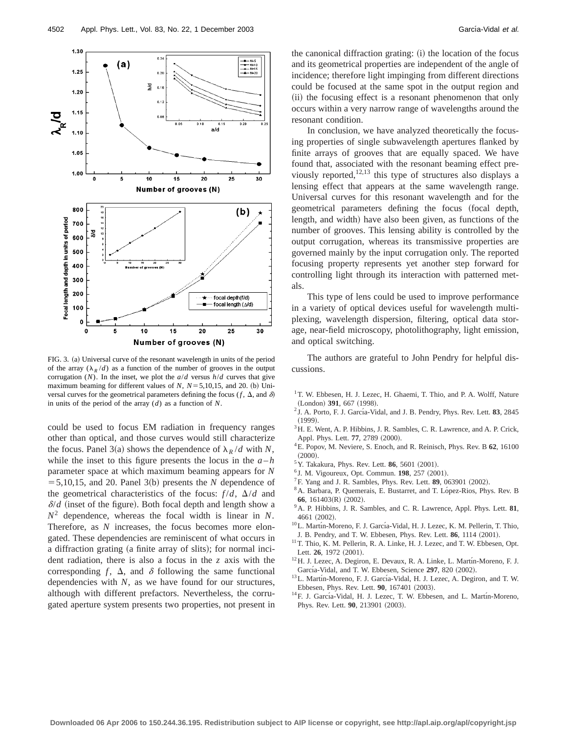(a)

$\lambda_R/d$

1.30
1.25
1.20
1.15
1.10
1.05
1.00

Number of grooves (N)

0 5 10 15 20 25 30

h/d

0.24
0.20
0.16
0.12
0.08

a/d

0.05 0.10 0.15 0.20 0.25

N=5
N=10
N=15
N=20

(b)

Focal length and depth in units of period

800
700
600
500
400
300
200
100
0

Number of grooves (N)

0 5 10 15 20 25 30

δ/d

20
18
16
14
12
10
8
6
4
2
0

Number of grooves (N)

0 5 10 15 20 25 30

focal depth(f/d)
focal length (Δ/d)

FIG. 3. (a) Universal curve of the resonant wavelength in units of the period of the array ($\lambda_R/d$) as a function of the number of grooves in the output corrugation ($N$). In the inset, we plot the $a/d$ versus $h/d$ curves that give maximum beaming for different values of $N$, $N=5,10,15$, and 20. (b) Universal curves for the geometrical parameters defining the focus ($f$, $\Delta$, and $\delta$) in units of the period of the array ($d$) as a function of $N$.

could be used to focus EM radiation in frequency ranges other than optical, and those curves would still characterize the focus. Panel 3(a) shows the dependence of $\lambda_R/d$ with $N$, while the inset to this figure presents the locus in the $a$–$h$ parameter space at which maximum beaming appears for $N=5,10,15$, and 20. Panel 3(b) presents the $N$ dependence of the geometrical characteristics of the focus: $f/d$, $\Delta/d$ and $\delta/d$ (inset of the figure). Both focal depth and length show a $N^2$ dependence, whereas the focal width is linear in $N$. Therefore, as $N$ increases, the focus becomes more elongated. These dependencies are reminiscent of what occurs in a diffraction grating (a finite array of slits); for normal incident radiation, there is also a focus in the $z$ axis with the corresponding $f$, $\Delta$, and $\delta$ following the same functional dependencies with $N$, as we have found for our structures, although with different prefactors. Nevertheless, the corrugated aperture system presents two properties, not present in the canonical diffraction grating: (i) the location of the focus and its geometrical properties are independent of the angle of incidence; therefore light impinging from different directions could be focused at the same spot in the output region and (ii) the focusing effect is a resonant phenomenon that only occurs within a very narrow range of wavelengths around the resonant condition.

In conclusion, we have analyzed theoretically the focusing properties of single subwavelength apertures flanked by finite arrays of grooves that are equally spaced. We have found that, associated with the resonant beaming effect previously reported,[12,13] this type of structures also displays a lensing effect that appears at the same wavelength range. Universal curves for this resonant wavelength and for the geometrical parameters defining the focus (focal depth, length, and width) have also been given, as functions of the number of grooves. This lensing ability is controlled by the output corrugation, whereas its transmissive properties are governed mainly by the input corrugation only. The reported focusing property represents yet another step forward for controlling light through its interaction with patterned metals.

This type of lens could be used to improve performance in a variety of optical devices useful for wavelength multiplexing, wavelength dispersion, filtering, optical data storage, near-field microscopy, photolithography, light emission, and optical switching.

The authors are grateful to John Pendry for helpful discussions.

[1] T. W. Ebbesen, H. J. Lezec, H. Ghaemi, T. Thio, and P. A. Wolff, Nature (London) **391**, 667 (1998).
[2] J. A. Porto, F. J. García-Vidal, and J. B. Pendry, Phys. Rev. Lett. **83**, 2845 (1999).
[3] H. E. Went, A. P. Hibbins, J. R. Sambles, C. R. Lawrence, and A. P. Crick, Appl. Phys. Lett. **77**, 2789 (2000).
[4] E. Popov, M. Neviere, S. Enoch, and R. Reinisch, Phys. Rev. B **62**, 16100 (2000).
[5] Y. Takakura, Phys. Rev. Lett. **86**, 5601 (2001).
[6] J. M. Vigoureux, Opt. Commun. **198**, 257 (2001).
[7] F. Yang and J. R. Sambles, Phys. Rev. Lett. **89**, 063901 (2002).
[8] A. Barbara, P. Quemerais, E. Bustarret, and T. López-Rios, Phys. Rev. B **66**, 161403(R) (2002).
[9] A. P. Hibbins, J. R. Sambles, and C. R. Lawrence, Appl. Phys. Lett. **81**, 4661 (2002).
[10] L. Martín-Moreno, F. J. García-Vidal, H. J. Lezec, K. M. Pellerin, T. Thio, J. B. Pendry, and T. W. Ebbesen, Phys. Rev. Lett. **86**, 1114 (2001).
[11] T. Thio, K. M. Pellerin, R. A. Linke, H. J. Lezec, and T. W. Ebbesen, Opt. Lett. **26**, 1972 (2001).
[12] H. J. Lezec, A. Degiron, E. Devaux, R. A. Linke, L. Martín-Moreno, F. J. García-Vidal, and T. W. Ebbesen, Science **297**, 820 (2002).
[13] L. Martín-Moreno, F. J. García-Vidal, H. J. Lezec, A. Degiron, and T. W. Ebbesen, Phys. Rev. Lett. **90**, 167401 (2003).
[14] F. J. García-Vidal, H. J. Lezec, T. W. Ebbesen, and L. Martín-Moreno, Phys. Rev. Lett. **90**, 213901 (2003).